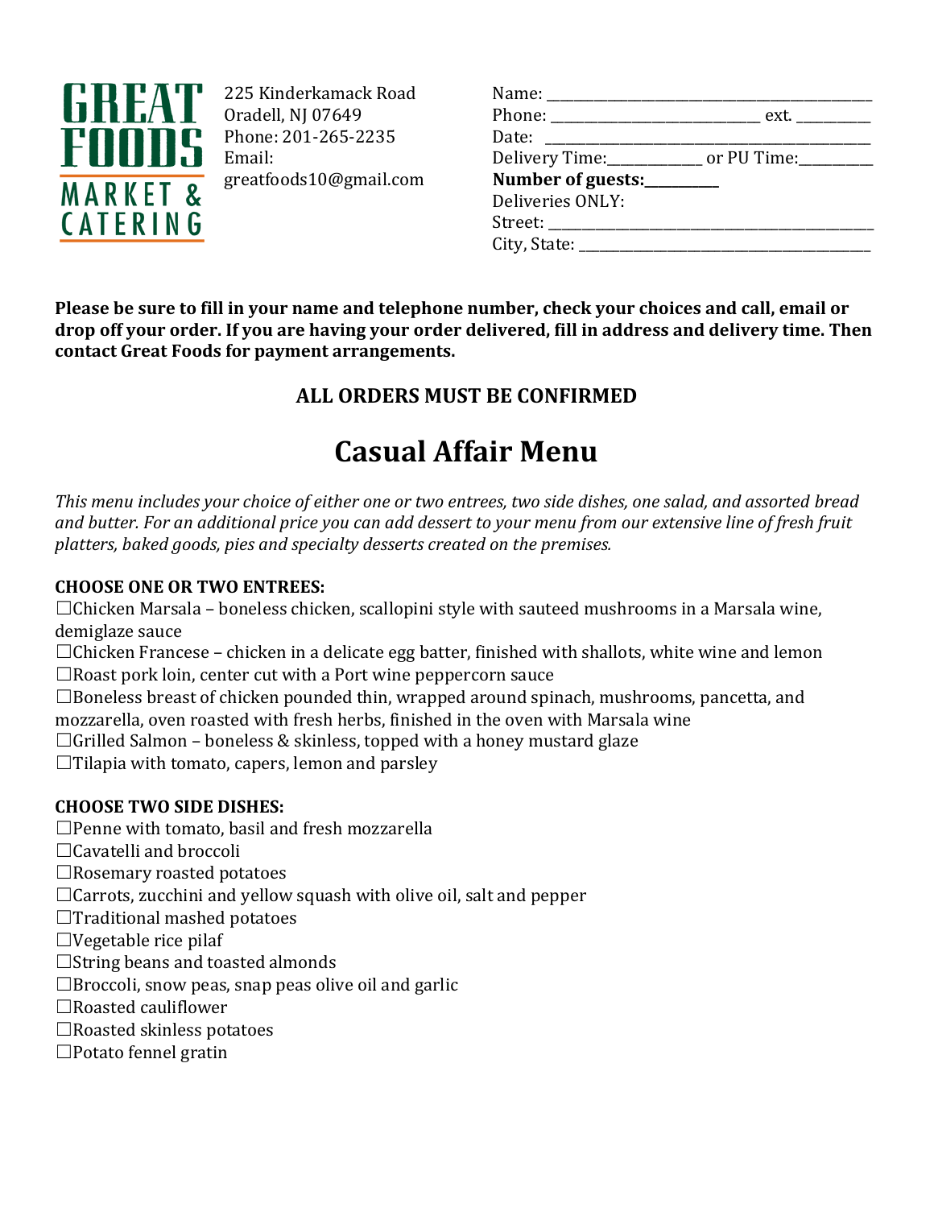GREAT FOODS MARKET & CATERING

225 Kinderkamack Road
Oradell, NJ 07649
Phone: 201-265-2235
Email:
greatfoods10@gmail.com

Name: ______________________________________
Phone: _________________________ ext. _________
Date: ______________________________________
Delivery Time:___________ or PU Time:_________
**Number of guests:__________**
Deliveries ONLY:
Street: ______________________________________
City, State: __________________________________

**Please be sure to fill in your name and telephone number, check your choices and call, email or drop off your order. If you are having your order delivered, fill in address and delivery time. Then contact Great Foods for payment arrangements.**

**ALL ORDERS MUST BE CONFIRMED**

# Casual Affair Menu

*This menu includes your choice of either one or two entrees, two side dishes, one salad, and assorted bread and butter. For an additional price you can add dessert to your menu from our extensive line of fresh fruit platters, baked goods, pies and specialty desserts created on the premises.*

**CHOOSE ONE OR TWO ENTREES:**

☐Chicken Marsala – boneless chicken, scallopini style with sauteed mushrooms in a Marsala wine, demiglaze sauce
☐Chicken Francese – chicken in a delicate egg batter, finished with shallots, white wine and lemon
☐Roast pork loin, center cut with a Port wine peppercorn sauce
☐Boneless breast of chicken pounded thin, wrapped around spinach, mushrooms, pancetta, and mozzarella, oven roasted with fresh herbs, finished in the oven with Marsala wine
☐Grilled Salmon – boneless & skinless, topped with a honey mustard glaze
☐Tilapia with tomato, capers, lemon and parsley

**CHOOSE TWO SIDE DISHES:**

☐Penne with tomato, basil and fresh mozzarella
☐Cavatelli and broccoli
☐Rosemary roasted potatoes
☐Carrots, zucchini and yellow squash with olive oil, salt and pepper
☐Traditional mashed potatoes
☐Vegetable rice pilaf
☐String beans and toasted almonds
☐Broccoli, snow peas, snap peas olive oil and garlic
☐Roasted cauliflower
☐Roasted skinless potatoes
☐Potato fennel gratin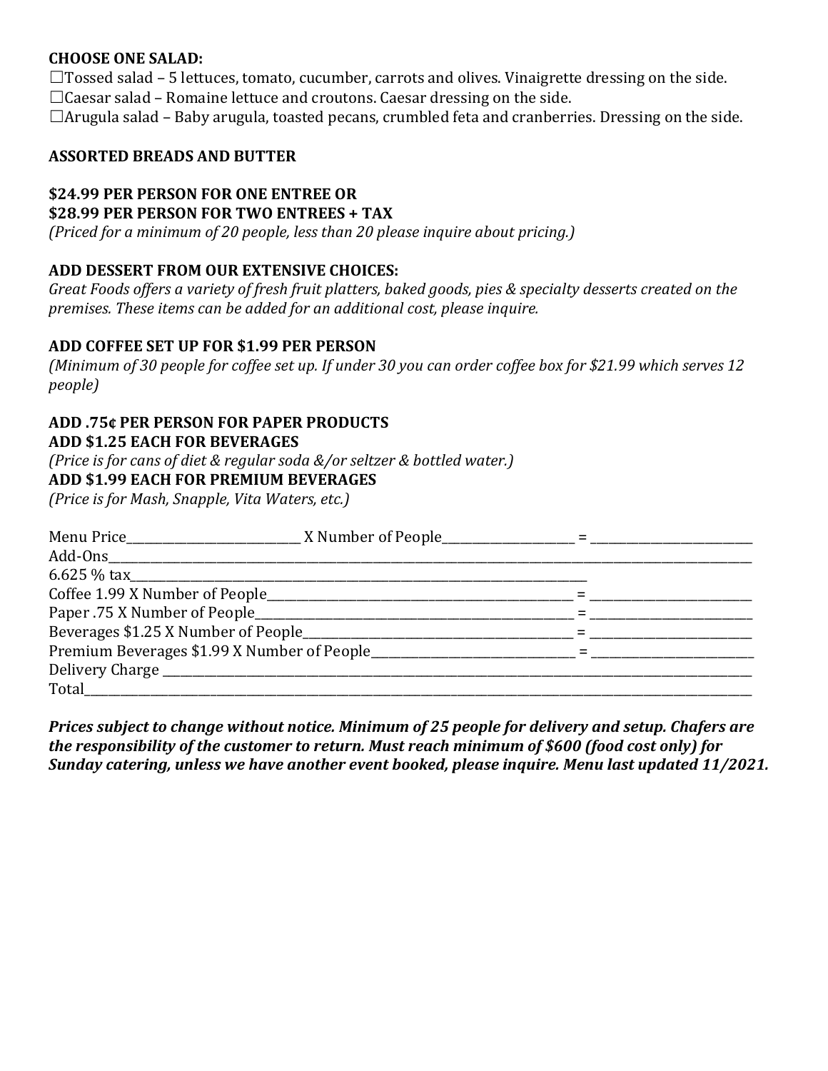**CHOOSE ONE SALAD:**

☐Tossed salad – 5 lettuces, tomato, cucumber, carrots and olives. Vinaigrette dressing on the side.
☐Caesar salad – Romaine lettuce and croutons. Caesar dressing on the side.
☐Arugula salad – Baby arugula, toasted pecans, crumbled feta and cranberries. Dressing on the side.

**ASSORTED BREADS AND BUTTER**

**$24.99 PER PERSON FOR ONE ENTREE OR**
**$28.99 PER PERSON FOR TWO ENTREES + TAX**
*(Priced for a minimum of 20 people, less than 20 please inquire about pricing.)*

**ADD DESSERT FROM OUR EXTENSIVE CHOICES:**
*Great Foods offers a variety of fresh fruit platters, baked goods, pies & specialty desserts created on the premises. These items can be added for an additional cost, please inquire.*

**ADD COFFEE SET UP FOR $1.99 PER PERSON**
*(Minimum of 30 people for coffee set up. If under 30 you can order coffee box for $21.99 which serves 12 people)*

**ADD .75¢ PER PERSON FOR PAPER PRODUCTS**
**ADD $1.25 EACH FOR BEVERAGES**
*(Price is for cans of diet & regular soda &/or seltzer & bottled water.)*
**ADD $1.99 EACH FOR PREMIUM BEVERAGES**
*(Price is for Mash, Snapple, Vita Waters, etc.)*

Menu Price____________________ X Number of People________________ = ____________________
Add-Ons____________________________________________________________________________
6.625 % tax_______________________________________________________________
Coffee 1.99 X Number of People______________________________________ = ____________________
Paper .75 X Number of People________________________________________ = ____________________
Beverages $1.25 X Number of People__________________________________ = ____________________
Premium Beverages $1.99 X Number of People_________________________ = ____________________
Delivery Charge ___________________________________________________________________________
Total______________________________________________________________________________________

***Prices subject to change without notice. Minimum of 25 people for delivery and setup. Chafers are the responsibility of the customer to return. Must reach minimum of $600 (food cost only) for Sunday catering, unless we have another event booked, please inquire. Menu last updated 11/2021.***